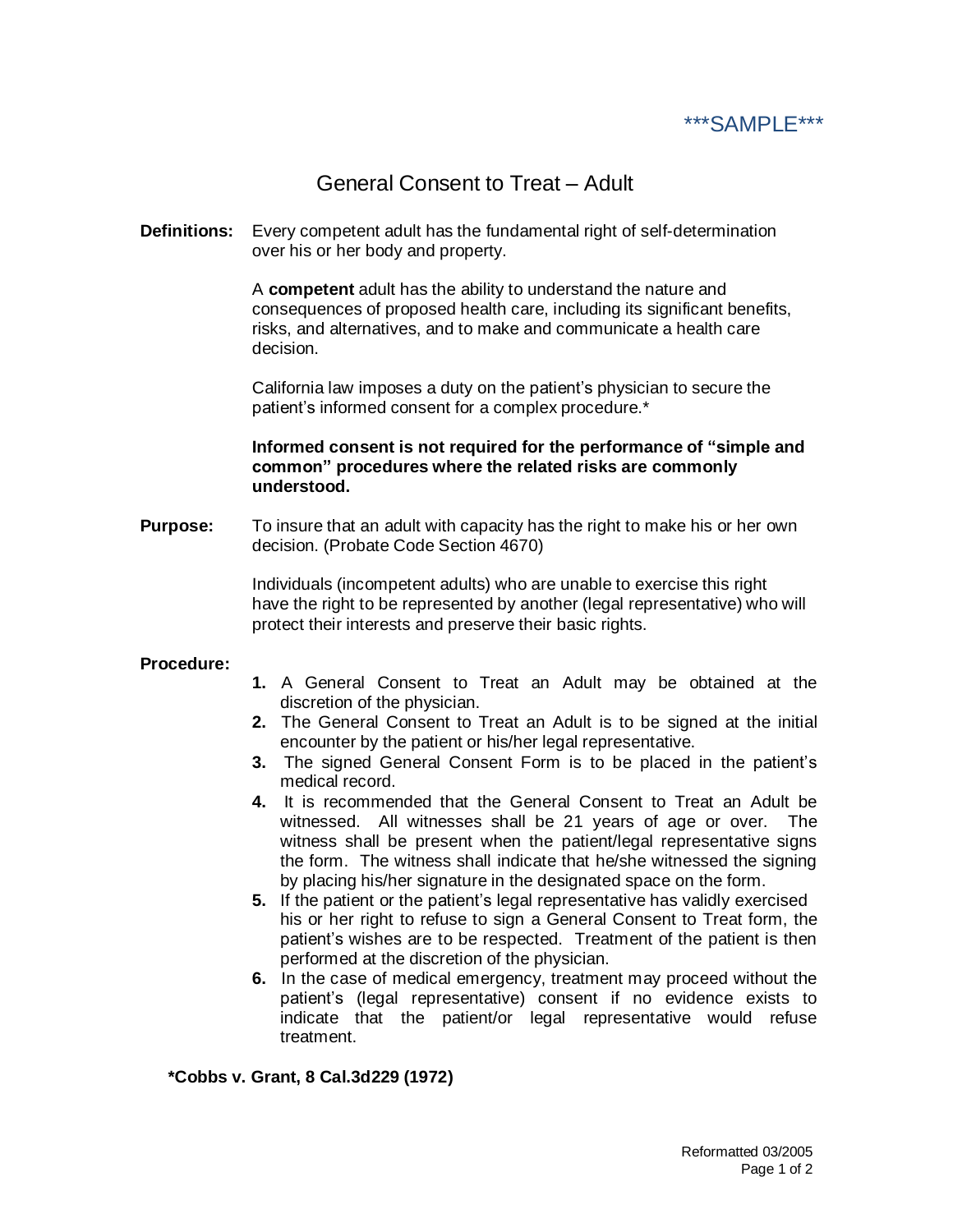***SAMPLE***

# General Consent to Treat – Adult

**Definitions:** Every competent adult has the fundamental right of self-determination over his or her body and property.

A **competent** adult has the ability to understand the nature and consequences of proposed health care, including its significant benefits, risks, and alternatives, and to make and communicate a health care decision.

California law imposes a duty on the patient's physician to secure the patient's informed consent for a complex procedure.*

**Informed consent is not required for the performance of "simple and common" procedures where the related risks are commonly understood.**

**Purpose:** To insure that an adult with capacity has the right to make his or her own decision. (Probate Code Section 4670)

Individuals (incompetent adults) who are unable to exercise this right have the right to be represented by another (legal representative) who will protect their interests and preserve their basic rights.

**Procedure:**

1. A General Consent to Treat an Adult may be obtained at the discretion of the physician.
2. The General Consent to Treat an Adult is to be signed at the initial encounter by the patient or his/her legal representative.
3. The signed General Consent Form is to be placed in the patient's medical record.
4. It is recommended that the General Consent to Treat an Adult be witnessed. All witnesses shall be 21 years of age or over. The witness shall be present when the patient/legal representative signs the form. The witness shall indicate that he/she witnessed the signing by placing his/her signature in the designated space on the form.
5. If the patient or the patient's legal representative has validly exercised his or her right to refuse to sign a General Consent to Treat form, the patient's wishes are to be respected. Treatment of the patient is then performed at the discretion of the physician.
6. In the case of medical emergency, treatment may proceed without the patient's (legal representative) consent if no evidence exists to indicate that the patient/or legal representative would refuse treatment.

**\*Cobbs v. Grant, 8 Cal.3d229 (1972)**

Reformatted 03/2005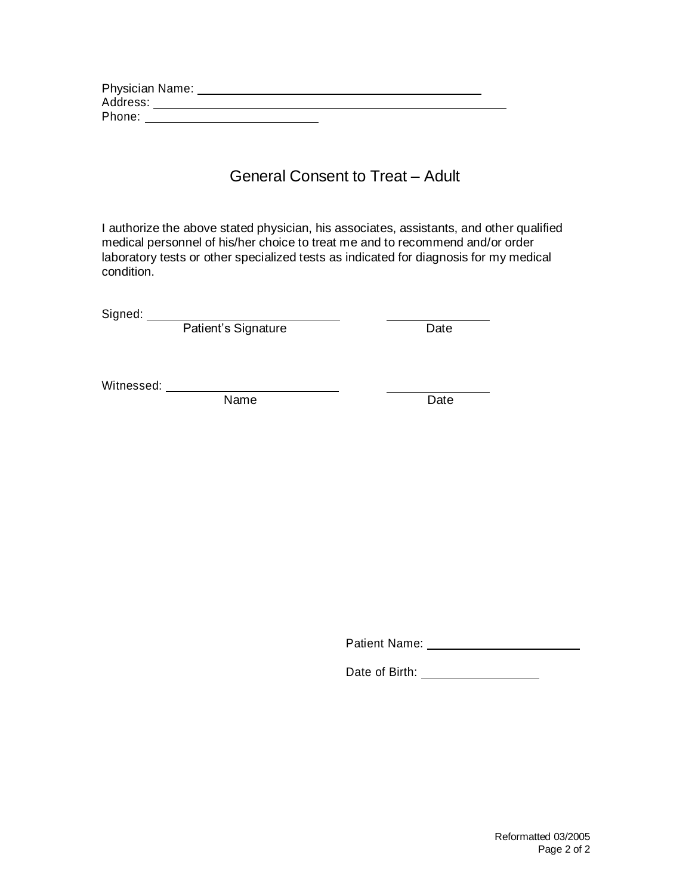Physician Name: ______________________________________
Address: _____________________________________________
Phone: ______________________

## General Consent to Treat – Adult

I authorize the above stated physician, his associates, assistants, and other qualified medical personnel of his/her choice to treat me and to recommend and/or order laboratory tests or other specialized tests as indicated for diagnosis for my medical condition.

Signed: _________________________ &nbsp;&nbsp;&nbsp;&nbsp; _____________
Patient's Signature &nbsp;&nbsp;&nbsp;&nbsp; Date

Witnessed: _______________________ &nbsp;&nbsp;&nbsp;&nbsp; _____________
Name &nbsp;&nbsp;&nbsp;&nbsp; Date

Patient Name: ____________________

Date of Birth: _______________

Reformatted 03/2005